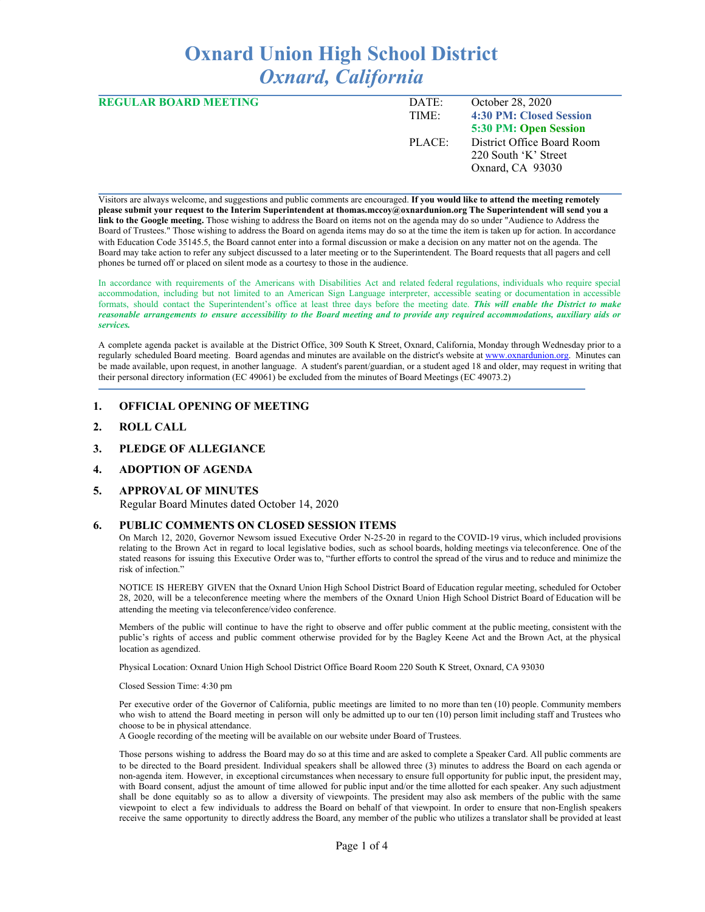# Oxnard Union High School District
## *Oxnard, California*

| **REGULAR BOARD MEETING** | DATE: | October 28, 2020 |
|---|---|---|
| | TIME: | **4:30 PM: Closed Session** |
| | | **5:30 PM: Open Session** |
| | PLACE: | District Office Board Room |
| | | 220 South 'K' Street |
| | | Oxnard, CA 93030 |

Visitors are always welcome, and suggestions and public comments are encouraged. **If you would like to attend the meeting remotely please submit your request to the Interim Superintendent at thomas.mccoy@oxnardunion.org The Superintendent will send you a link to the Google meeting.** Those wishing to address the Board on items not on the agenda may do so under "Audience to Address the Board of Trustees." Those wishing to address the Board on agenda items may do so at the time the item is taken up for action. In accordance with Education Code 35145.5, the Board cannot enter into a formal discussion or make a decision on any matter not on the agenda. The Board may take action to refer any subject discussed to a later meeting or to the Superintendent. The Board requests that all pagers and cell phones be turned off or placed on silent mode as a courtesy to those in the audience.

In accordance with requirements of the Americans with Disabilities Act and related federal regulations, individuals who require special accommodation, including but not limited to an American Sign Language interpreter, accessible seating or documentation in accessible formats, should contact the Superintendent's office at least three days before the meeting date. ***This will enable the District to make reasonable arrangements to ensure accessibility to the Board meeting and to provide any required accommodations, auxiliary aids or services.***

A complete agenda packet is available at the District Office, 309 South K Street, Oxnard, California, Monday through Wednesday prior to a regularly scheduled Board meeting. Board agendas and minutes are available on the district's website at www.oxnardunion.org. Minutes can be made available, upon request, in another language. A student's parent/guardian, or a student aged 18 and older, may request in writing that their personal directory information (EC 49061) be excluded from the minutes of Board Meetings (EC 49073.2)

## 1. OFFICIAL OPENING OF MEETING

## 2. ROLL CALL

## 3. PLEDGE OF ALLEGIANCE

## 4. ADOPTION OF AGENDA

## 5. APPROVAL OF MINUTES

Regular Board Minutes dated October 14, 2020

## 6. PUBLIC COMMENTS ON CLOSED SESSION ITEMS

On March 12, 2020, Governor Newsom issued Executive Order N-25-20 in regard to the COVID-19 virus, which included provisions relating to the Brown Act in regard to local legislative bodies, such as school boards, holding meetings via teleconference. One of the stated reasons for issuing this Executive Order was to, "further efforts to control the spread of the virus and to reduce and minimize the risk of infection."

NOTICE IS HEREBY GIVEN that the Oxnard Union High School District Board of Education regular meeting, scheduled for October 28, 2020, will be a teleconference meeting where the members of the Oxnard Union High School District Board of Education will be attending the meeting via teleconference/video conference.

Members of the public will continue to have the right to observe and offer public comment at the public meeting, consistent with the public's rights of access and public comment otherwise provided for by the Bagley Keene Act and the Brown Act, at the physical location as agendized.

Physical Location: Oxnard Union High School District Office Board Room 220 South K Street, Oxnard, CA 93030

Closed Session Time: 4:30 pm

Per executive order of the Governor of California, public meetings are limited to no more than ten (10) people. Community members who wish to attend the Board meeting in person will only be admitted up to our ten (10) person limit including staff and Trustees who choose to be in physical attendance.

A Google recording of the meeting will be available on our website under Board of Trustees.

Those persons wishing to address the Board may do so at this time and are asked to complete a Speaker Card. All public comments are to be directed to the Board president. Individual speakers shall be allowed three (3) minutes to address the Board on each agenda or non-agenda item. However, in exceptional circumstances when necessary to ensure full opportunity for public input, the president may, with Board consent, adjust the amount of time allowed for public input and/or the time allotted for each speaker. Any such adjustment shall be done equitably so as to allow a diversity of viewpoints. The president may also ask members of the public with the same viewpoint to elect a few individuals to address the Board on behalf of that viewpoint. In order to ensure that non-English speakers receive the same opportunity to directly address the Board, any member of the public who utilizes a translator shall be provided at least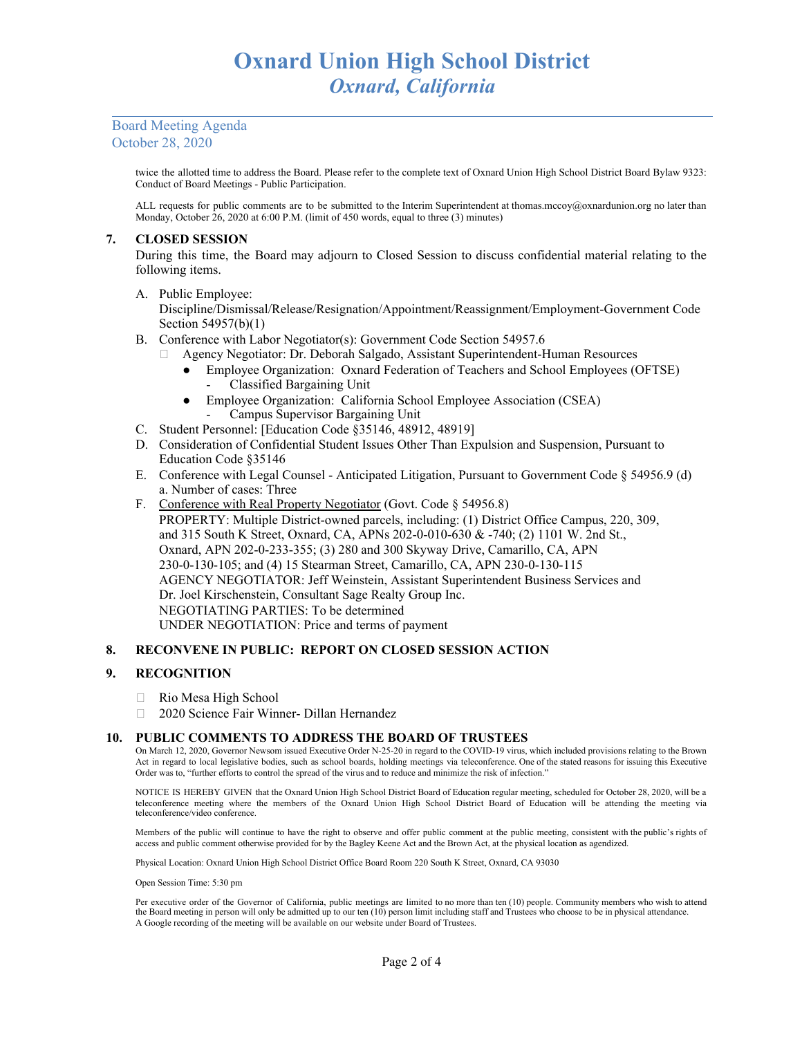twice the allotted time to address the Board. Please refer to the complete text of Oxnard Union High School District Board Bylaw 9323: Conduct of Board Meetings - Public Participation.

ALL requests for public comments are to be submitted to the Interim Superintendent at thomas.mccoy@oxnardunion.org no later than Monday, October 26, 2020 at 6:00 P.M. (limit of 450 words, equal to three (3) minutes)

## 7. CLOSED SESSION

During this time, the Board may adjourn to Closed Session to discuss confidential material relating to the following items.

A. Public Employee: Discipline/Dismissal/Release/Resignation/Appointment/Reassignment/Employment-Government Code Section 54957(b)(1)

B. Conference with Labor Negotiator(s): Government Code Section 54957.6
- Agency Negotiator: Dr. Deborah Salgado, Assistant Superintendent-Human Resources
  - Employee Organization: Oxnard Federation of Teachers and School Employees (OFTSE)
    - Classified Bargaining Unit
  - Employee Organization: California School Employee Association (CSEA)
    - Campus Supervisor Bargaining Unit

C. Student Personnel: [Education Code §35146, 48912, 48919]

D. Consideration of Confidential Student Issues Other Than Expulsion and Suspension, Pursuant to Education Code §35146

E. Conference with Legal Counsel - Anticipated Litigation, Pursuant to Government Code § 54956.9 (d)
a. Number of cases: Three

F. Conference with Real Property Negotiator (Govt. Code § 54956.8)
PROPERTY: Multiple District-owned parcels, including: (1) District Office Campus, 220, 309, and 315 South K Street, Oxnard, CA, APNs 202-0-010-630 & -740; (2) 1101 W. 2nd St., Oxnard, APN 202-0-233-355; (3) 280 and 300 Skyway Drive, Camarillo, CA, APN 230-0-130-105; and (4) 15 Stearman Street, Camarillo, CA, APN 230-0-130-115
AGENCY NEGOTIATOR: Jeff Weinstein, Assistant Superintendent Business Services and Dr. Joel Kirschenstein, Consultant Sage Realty Group Inc.
NEGOTIATING PARTIES: To be determined
UNDER NEGOTIATION: Price and terms of payment

## 8. RECONVENE IN PUBLIC: REPORT ON CLOSED SESSION ACTION

## 9. RECOGNITION

- Rio Mesa High School
- 2020 Science Fair Winner- Dillan Hernandez

## 10. PUBLIC COMMENTS TO ADDRESS THE BOARD OF TRUSTEES

On March 12, 2020, Governor Newsom issued Executive Order N-25-20 in regard to the COVID-19 virus, which included provisions relating to the Brown Act in regard to local legislative bodies, such as school boards, holding meetings via teleconference. One of the stated reasons for issuing this Executive Order was to, "further efforts to control the spread of the virus and to reduce and minimize the risk of infection."

NOTICE IS HEREBY GIVEN that the Oxnard Union High School District Board of Education regular meeting, scheduled for October 28, 2020, will be a teleconference meeting where the members of the Oxnard Union High School District Board of Education will be attending the meeting via teleconference/video conference.

Members of the public will continue to have the right to observe and offer public comment at the public meeting, consistent with the public's rights of access and public comment otherwise provided for by the Bagley Keene Act and the Brown Act, at the physical location as agendized.

Physical Location: Oxnard Union High School District Office Board Room 220 South K Street, Oxnard, CA 93030

Open Session Time: 5:30 pm

Per executive order of the Governor of California, public meetings are limited to no more than ten (10) people. Community members who wish to attend the Board meeting in person will only be admitted up to our ten (10) person limit including staff and Trustees who choose to be in physical attendance.
A Google recording of the meeting will be available on our website under Board of Trustees.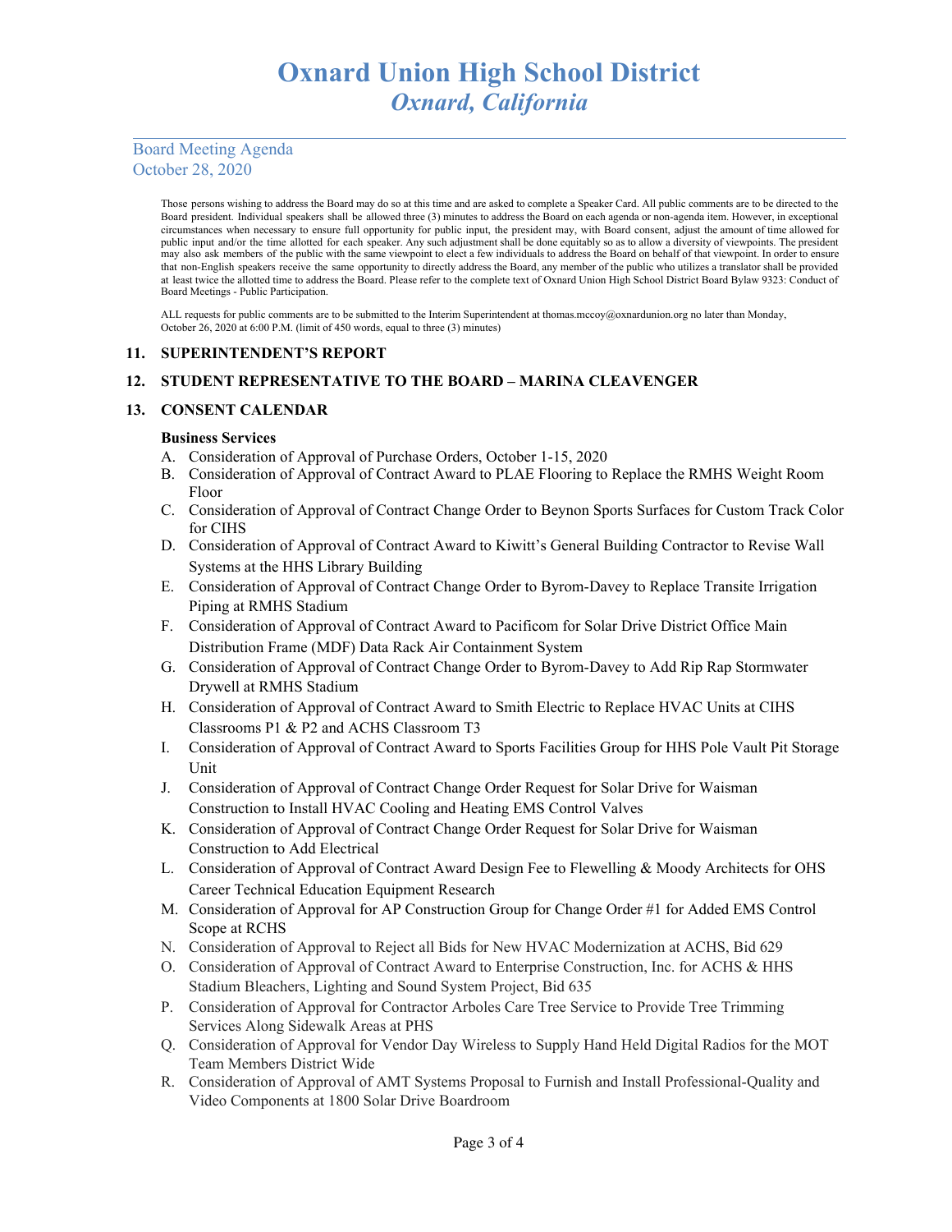# Oxnard Union High School District
## *Oxnard, California*

Board Meeting Agenda
October 28, 2020

Those persons wishing to address the Board may do so at this time and are asked to complete a Speaker Card. All public comments are to be directed to the Board president. Individual speakers shall be allowed three (3) minutes to address the Board on each agenda or non-agenda item. However, in exceptional circumstances when necessary to ensure full opportunity for public input, the president may, with Board consent, adjust the amount of time allowed for public input and/or the time allotted for each speaker. Any such adjustment shall be done equitably so as to allow a diversity of viewpoints. The president may also ask members of the public with the same viewpoint to elect a few individuals to address the Board on behalf of that viewpoint. In order to ensure that non-English speakers receive the same opportunity to directly address the Board, any member of the public who utilizes a translator shall be provided at least twice the allotted time to address the Board. Please refer to the complete text of Oxnard Union High School District Board Bylaw 9323: Conduct of Board Meetings - Public Participation.

ALL requests for public comments are to be submitted to the Interim Superintendent at thomas.mccoy@oxnardunion.org no later than Monday, October 26, 2020 at 6:00 P.M. (limit of 450 words, equal to three (3) minutes)

**11. SUPERINTENDENT'S REPORT**

**12. STUDENT REPRESENTATIVE TO THE BOARD – MARINA CLEAVENGER**

**13. CONSENT CALENDAR**

**Business Services**

A. Consideration of Approval of Purchase Orders, October 1-15, 2020
B. Consideration of Approval of Contract Award to PLAE Flooring to Replace the RMHS Weight Room Floor
C. Consideration of Approval of Contract Change Order to Beynon Sports Surfaces for Custom Track Color for CIHS
D. Consideration of Approval of Contract Award to Kiwitt's General Building Contractor to Revise Wall Systems at the HHS Library Building
E. Consideration of Approval of Contract Change Order to Byrom-Davey to Replace Transite Irrigation Piping at RMHS Stadium
F. Consideration of Approval of Contract Award to Pacificom for Solar Drive District Office Main Distribution Frame (MDF) Data Rack Air Containment System
G. Consideration of Approval of Contract Change Order to Byrom-Davey to Add Rip Rap Stormwater Drywell at RMHS Stadium
H. Consideration of Approval of Contract Award to Smith Electric to Replace HVAC Units at CIHS Classrooms P1 & P2 and ACHS Classroom T3
I. Consideration of Approval of Contract Award to Sports Facilities Group for HHS Pole Vault Pit Storage Unit
J. Consideration of Approval of Contract Change Order Request for Solar Drive for Waisman Construction to Install HVAC Cooling and Heating EMS Control Valves
K. Consideration of Approval of Contract Change Order Request for Solar Drive for Waisman Construction to Add Electrical
L. Consideration of Approval of Contract Award Design Fee to Flewelling & Moody Architects for OHS Career Technical Education Equipment Research
M. Consideration of Approval for AP Construction Group for Change Order #1 for Added EMS Control Scope at RCHS
N. Consideration of Approval to Reject all Bids for New HVAC Modernization at ACHS, Bid 629
O. Consideration of Approval of Contract Award to Enterprise Construction, Inc. for ACHS & HHS Stadium Bleachers, Lighting and Sound System Project, Bid 635
P. Consideration of Approval for Contractor Arboles Care Tree Service to Provide Tree Trimming Services Along Sidewalk Areas at PHS
Q. Consideration of Approval for Vendor Day Wireless to Supply Hand Held Digital Radios for the MOT Team Members District Wide
R. Consideration of Approval of AMT Systems Proposal to Furnish and Install Professional-Quality and Video Components at 1800 Solar Drive Boardroom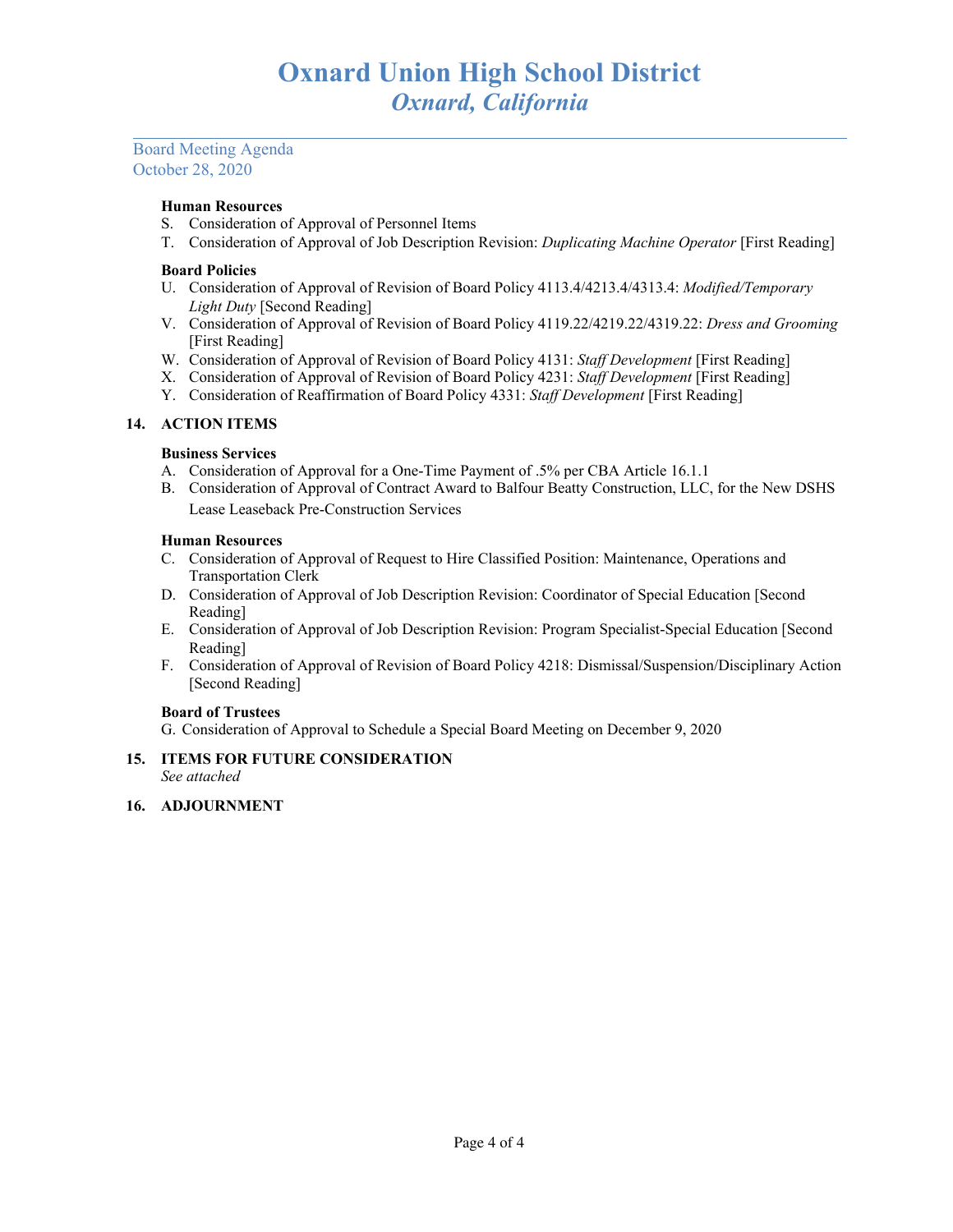**Human Resources**

S. Consideration of Approval of Personnel Items
T. Consideration of Approval of Job Description Revision: *Duplicating Machine Operator* [First Reading]

**Board Policies**

U. Consideration of Approval of Revision of Board Policy 4113.4/4213.4/4313.4: *Modified/Temporary Light Duty* [Second Reading]
V. Consideration of Approval of Revision of Board Policy 4119.22/4219.22/4319.22: *Dress and Grooming* [First Reading]
W. Consideration of Approval of Revision of Board Policy 4131: *Staff Development* [First Reading]
X. Consideration of Approval of Revision of Board Policy 4231: *Staff Development* [First Reading]
Y. Consideration of Reaffirmation of Board Policy 4331: *Staff Development* [First Reading]

## 14. ACTION ITEMS

**Business Services**

A. Consideration of Approval for a One-Time Payment of .5% per CBA Article 16.1.1
B. Consideration of Approval of Contract Award to Balfour Beatty Construction, LLC, for the New DSHS Lease Leaseback Pre-Construction Services

**Human Resources**

C. Consideration of Approval of Request to Hire Classified Position: Maintenance, Operations and Transportation Clerk
D. Consideration of Approval of Job Description Revision: Coordinator of Special Education [Second Reading]
E. Consideration of Approval of Job Description Revision: Program Specialist-Special Education [Second Reading]
F. Consideration of Approval of Revision of Board Policy 4218: Dismissal/Suspension/Disciplinary Action [Second Reading]

**Board of Trustees**

G. Consideration of Approval to Schedule a Special Board Meeting on December 9, 2020

## 15. ITEMS FOR FUTURE CONSIDERATION

*See attached*

## 16. ADJOURNMENT